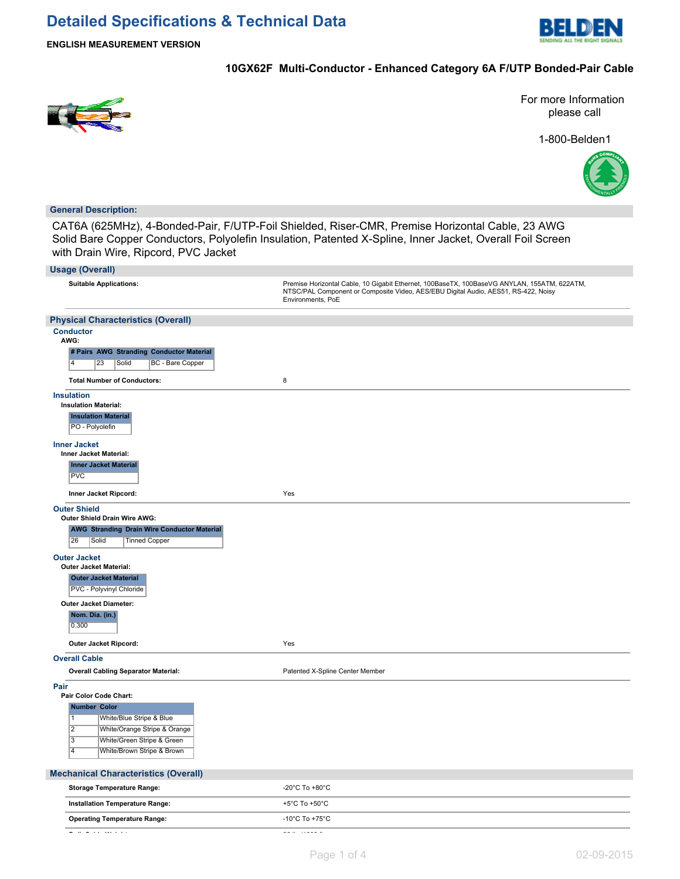# Detailed Specifications & Technical Data

**ENGLISH MEASUREMENT VERSION**

## 10GX62F Multi-Conductor - Enhanced Category 6A F/UTP Bonded-Pair Cable

For more Information please call

1-800-Belden1

### General Description:

CAT6A (625MHz), 4-Bonded-Pair, F/UTP-Foil Shielded, Riser-CMR, Premise Horizontal Cable, 23 AWG Solid Bare Copper Conductors, Polyolefin Insulation, Patented X-Spline, Inner Jacket, Overall Foil Screen with Drain Wire, Ripcord, PVC Jacket

### Usage (Overall)

**Suitable Applications:** Premise Horizontal Cable, 10 Gigabit Ethernet, 100BaseTX, 100BaseVG ANYLAN, 155ATM, 622ATM, NTSC/PAL Component or Composite Video, AES/EBU Digital Audio, AES51, RS-422, Noisy Environments, PoE

### Physical Characteristics (Overall)

#### Conductor

**AWG:**

| # Pairs | AWG | Stranding | Conductor Material |
|---|---|---|---|
| 4 | 23 | Solid | BC - Bare Copper |

**Total Number of Conductors:** 8

#### Insulation

**Insulation Material:**

| Insulation Material |
|---|
| PO - Polyolefin |

#### Inner Jacket

**Inner Jacket Material:**

| Inner Jacket Material |
|---|
| PVC |

**Inner Jacket Ripcord:** Yes

#### Outer Shield

**Outer Shield Drain Wire AWG:**

| AWG | Stranding | Drain Wire Conductor Material |
|---|---|---|
| 26 | Solid | Tinned Copper |

#### Outer Jacket

**Outer Jacket Material:**

| Outer Jacket Material |
|---|
| PVC - Polyvinyl Chloride |

**Outer Jacket Diameter:**

| Nom. Dia. (in.) |
|---|
| 0.300 |

**Outer Jacket Ripcord:** Yes

#### Overall Cable

**Overall Cabling Separator Material:** Patented X-Spline Center Member

#### Pair

**Pair Color Code Chart:**

| Number | Color |
|---|---|
| 1 | White/Blue Stripe & Blue |
| 2 | White/Orange Stripe & Orange |
| 3 | White/Green Stripe & Green |
| 4 | White/Brown Stripe & Brown |

### Mechanical Characteristics (Overall)

**Storage Temperature Range:** -20°C To +80°C

**Installation Temperature Range:** +5°C To +50°C

**Operating Temperature Range:** -10°C To +75°C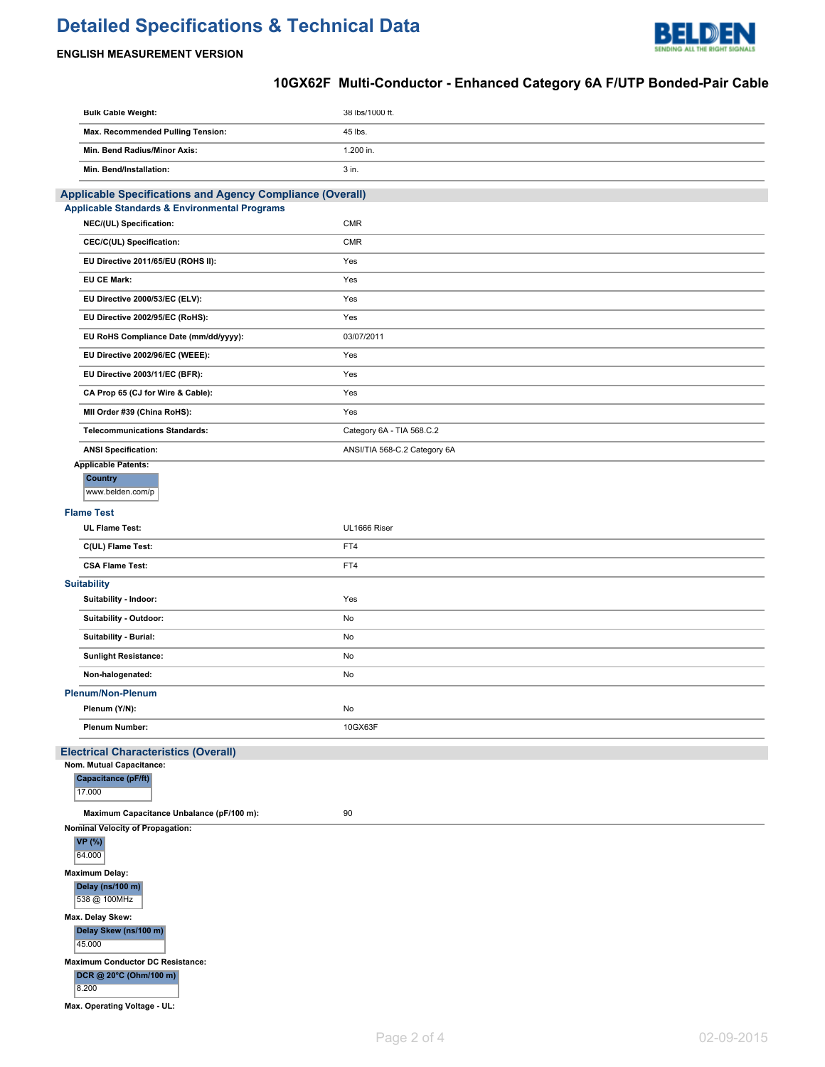# Detailed Specifications & Technical Data

**ENGLISH MEASUREMENT VERSION**

## 10GX62F Multi-Conductor - Enhanced Category 6A F/UTP Bonded-Pair Cable

| | |
|---|---|
| **Bulk Cable Weight:** | 38 lbs/1000 ft. |
| **Max. Recommended Pulling Tension:** | 45 lbs. |
| **Min. Bend Radius/Minor Axis:** | 1.200 in. |
| **Min. Bend/Installation:** | 3 in. |

## Applicable Specifications and Agency Compliance (Overall)

### Applicable Standards & Environmental Programs

| | |
|---|---|
| **NEC/(UL) Specification:** | CMR |
| **CEC/C(UL) Specification:** | CMR |
| **EU Directive 2011/65/EU (ROHS II):** | Yes |
| **EU CE Mark:** | Yes |
| **EU Directive 2000/53/EC (ELV):** | Yes |
| **EU Directive 2002/95/EC (RoHS):** | Yes |
| **EU RoHS Compliance Date (mm/dd/yyyy):** | 03/07/2011 |
| **EU Directive 2002/96/EC (WEEE):** | Yes |
| **EU Directive 2003/11/EC (BFR):** | Yes |
| **CA Prop 65 (CJ for Wire & Cable):** | Yes |
| **MII Order #39 (China RoHS):** | Yes |
| **Telecommunications Standards:** | Category 6A - TIA 568.C.2 |
| **ANSI Specification:** | ANSI/TIA 568-C.2 Category 6A |

**Applicable Patents:**

| Country |
|---|
| www.belden.com/p |

### Flame Test

| | |
|---|---|
| **UL Flame Test:** | UL1666 Riser |
| **C(UL) Flame Test:** | FT4 |
| **CSA Flame Test:** | FT4 |

### Suitability

| | |
|---|---|
| **Suitability - Indoor:** | Yes |
| **Suitability - Outdoor:** | No |
| **Suitability - Burial:** | No |
| **Sunlight Resistance:** | No |
| **Non-halogenated:** | No |

### Plenum/Non-Plenum

| | |
|---|---|
| **Plenum (Y/N):** | No |
| **Plenum Number:** | 10GX63F |

## Electrical Characteristics (Overall)

**Nom. Mutual Capacitance:**

| Capacitance (pF/ft) |
|---|
| 17.000 |

| | |
|---|---|
| **Maximum Capacitance Unbalance (pF/100 m):** | 90 |

**Nominal Velocity of Propagation:**

| VP (%) |
|---|
| 64.000 |

**Maximum Delay:**

| Delay (ns/100 m) |
|---|
| 538 @ 100MHz |

**Max. Delay Skew:**

| Delay Skew (ns/100 m) |
|---|
| 45.000 |

**Maximum Conductor DC Resistance:**

| DCR @ 20°C (Ohm/100 m) |
|---|
| 8.200 |

**Max. Operating Voltage - UL:**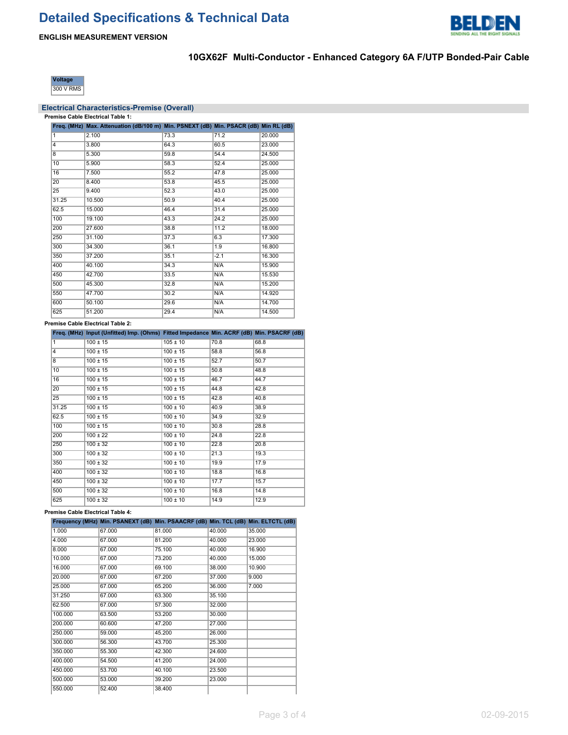# Detailed Specifications & Technical Data

**ENGLISH MEASUREMENT VERSION**

## 10GX62F Multi-Conductor - Enhanced Category 6A F/UTP Bonded-Pair Cable

| Voltage |
| --- |
| 300 V RMS |

### Electrical Characteristics-Premise (Overall)

**Premise Cable Electrical Table 1:**

| Freq. (MHz) | Max. Attenuation (dB/100 m) | Min. PSNEXT (dB) | Min. PSACR (dB) | Min RL (dB) |
| --- | --- | --- | --- | --- |
| 1 | 2.100 | 73.3 | 71.2 | 20.000 |
| 4 | 3.800 | 64.3 | 60.5 | 23.000 |
| 8 | 5.300 | 59.8 | 54.4 | 24.500 |
| 10 | 5.900 | 58.3 | 52.4 | 25.000 |
| 16 | 7.500 | 55.2 | 47.8 | 25.000 |
| 20 | 8.400 | 53.8 | 45.5 | 25.000 |
| 25 | 9.400 | 52.3 | 43.0 | 25.000 |
| 31.25 | 10.500 | 50.9 | 40.4 | 25.000 |
| 62.5 | 15.000 | 46.4 | 31.4 | 25.000 |
| 100 | 19.100 | 43.3 | 24.2 | 25.000 |
| 200 | 27.600 | 38.8 | 11.2 | 18.000 |
| 250 | 31.100 | 37.3 | 6.3 | 17.300 |
| 300 | 34.300 | 36.1 | 1.9 | 16.800 |
| 350 | 37.200 | 35.1 | -2.1 | 16.300 |
| 400 | 40.100 | 34.3 | N/A | 15.900 |
| 450 | 42.700 | 33.5 | N/A | 15.530 |
| 500 | 45.300 | 32.8 | N/A | 15.200 |
| 550 | 47.700 | 30.2 | N/A | 14.920 |
| 600 | 50.100 | 29.6 | N/A | 14.700 |
| 625 | 51.200 | 29.4 | N/A | 14.500 |

**Premise Cable Electrical Table 2:**

| Freq. (MHz) | Input (Unfitted) Imp. (Ohms) | Fitted Impedance | Min. ACRF (dB) | Min. PSACRF (dB) |
| --- | --- | --- | --- | --- |
| 1 | 100 ± 15 | 105 ± 10 | 70.8 | 68.8 |
| 4 | 100 ± 15 | 100 ± 15 | 58.8 | 56.8 |
| 8 | 100 ± 15 | 100 ± 15 | 52.7 | 50.7 |
| 10 | 100 ± 15 | 100 ± 15 | 50.8 | 48.8 |
| 16 | 100 ± 15 | 100 ± 15 | 46.7 | 44.7 |
| 20 | 100 ± 15 | 100 ± 15 | 44.8 | 42.8 |
| 25 | 100 ± 15 | 100 ± 15 | 42.8 | 40.8 |
| 31.25 | 100 ± 15 | 100 ± 10 | 40.9 | 38.9 |
| 62.5 | 100 ± 15 | 100 ± 15 | 34.9 | 32.9 |
| 100 | 100 ± 15 | 100 ± 10 | 30.8 | 28.8 |
| 200 | 100 ± 22 | 100 ± 10 | 24.8 | 22.8 |
| 250 | 100 ± 32 | 100 ± 10 | 22.8 | 20.8 |
| 300 | 100 ± 32 | 100 ± 10 | 21.3 | 19.3 |
| 350 | 100 ± 32 | 100 ± 10 | 19.9 | 17.9 |
| 400 | 100 ± 32 | 100 ± 10 | 18.8 | 16.8 |
| 450 | 100 ± 32 | 100 ± 10 | 17.7 | 15.7 |
| 500 | 100 ± 32 | 100 ± 10 | 16.8 | 14.8 |
| 625 | 100 ± 32 | 100 ± 10 | 14.9 | 12.9 |

**Premise Cable Electrical Table 4:**

| Frequency (MHz) | Min. PSANEXT (dB) | Min. PSAACRF (dB) | Min. TCL (dB) | Min. ELTCTL (dB) |
| --- | --- | --- | --- | --- |
| 1.000 | 67.000 | 81.000 | 40.000 | 35.000 |
| 4.000 | 67.000 | 81.200 | 40.000 | 23.000 |
| 8.000 | 67.000 | 75.100 | 40.000 | 16.900 |
| 10.000 | 67.000 | 73.200 | 40.000 | 15.000 |
| 16.000 | 67.000 | 69.100 | 38.000 | 10.900 |
| 20.000 | 67.000 | 67.200 | 37.000 | 9.000 |
| 25.000 | 67.000 | 65.200 | 36.000 | 7.000 |
| 31.250 | 67.000 | 63.300 | 35.100 | |
| 62.500 | 67.000 | 57.300 | 32.000 | |
| 100.000 | 63.500 | 53.200 | 30.000 | |
| 200.000 | 60.600 | 47.200 | 27.000 | |
| 250.000 | 59.000 | 45.200 | 26.000 | |
| 300.000 | 56.300 | 43.700 | 25.300 | |
| 350.000 | 55.300 | 42.300 | 24.600 | |
| 400.000 | 54.500 | 41.200 | 24.000 | |
| 450.000 | 53.700 | 40.100 | 23.500 | |
| 500.000 | 53.000 | 39.200 | 23.000 | |
| 550.000 | 52.400 | 38.400 | | |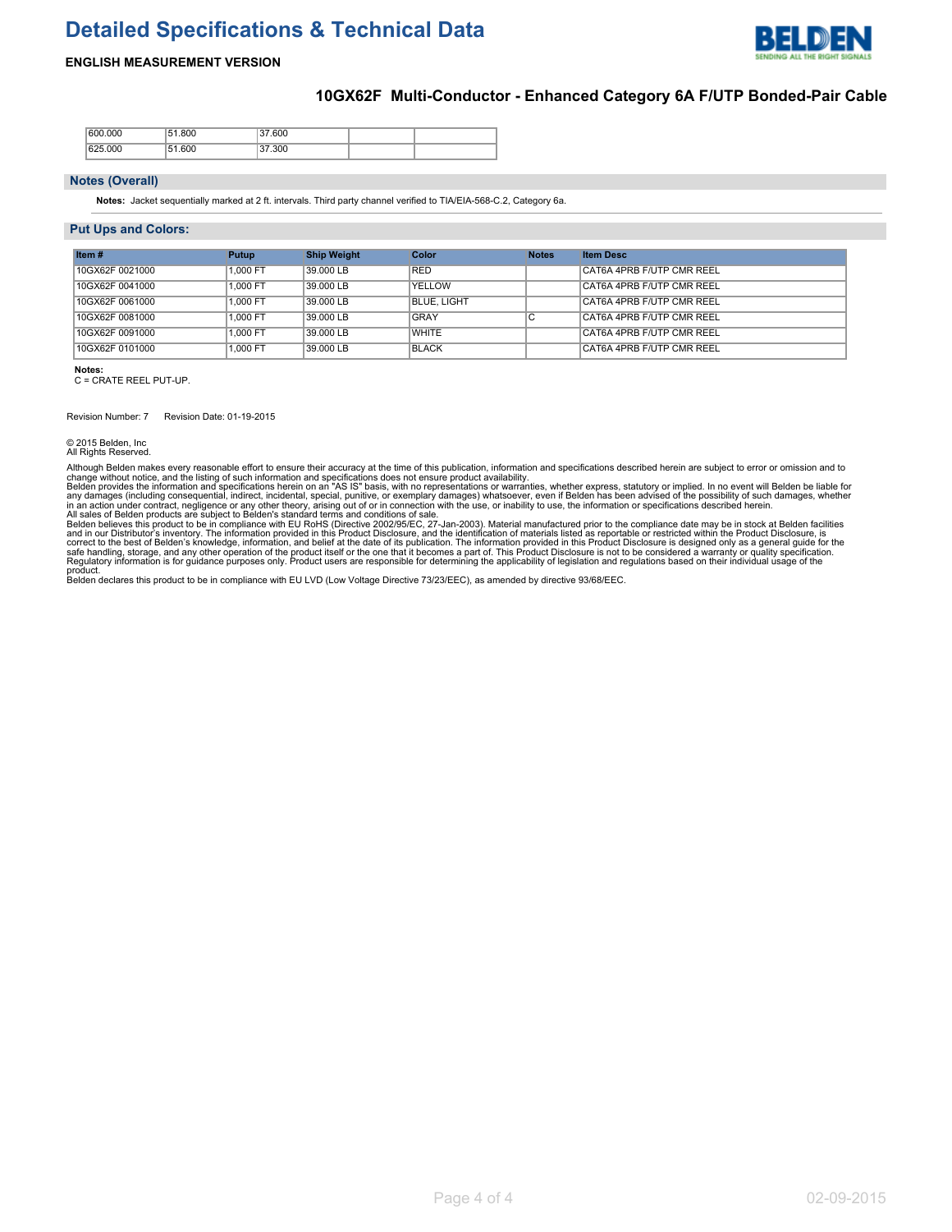| | | | | |
|---|---|---|---|---|
| 600.000 | 51.800 | 37.600 | | |
| 625.000 | 51.600 | 37.300 | | |

## Notes (Overall)

**Notes:** Jacket sequentially marked at 2 ft. intervals. Third party channel verified to TIA/EIA-568-C.2, Category 6a.

## Put Ups and Colors:

| Item # | Putup | Ship Weight | Color | Notes | Item Desc |
|---|---|---|---|---|---|
| 10GX62F 0021000 | 1,000 FT | 39.000 LB | RED | | CAT6A 4PRB F/UTP CMR REEL |
| 10GX62F 0041000 | 1,000 FT | 39.000 LB | YELLOW | | CAT6A 4PRB F/UTP CMR REEL |
| 10GX62F 0061000 | 1,000 FT | 39.000 LB | BLUE, LIGHT | | CAT6A 4PRB F/UTP CMR REEL |
| 10GX62F 0081000 | 1,000 FT | 39.000 LB | GRAY | C | CAT6A 4PRB F/UTP CMR REEL |
| 10GX62F 0091000 | 1,000 FT | 39.000 LB | WHITE | | CAT6A 4PRB F/UTP CMR REEL |
| 10GX62F 0101000 | 1,000 FT | 39.000 LB | BLACK | | CAT6A 4PRB F/UTP CMR REEL |

**Notes:**
C = CRATE REEL PUT-UP.

Revision Number: 7  Revision Date: 01-19-2015

© 2015 Belden, Inc
All Rights Reserved.

Although Belden makes every reasonable effort to ensure their accuracy at the time of this publication, information and specifications described herein are subject to error or omission and to change without notice, and the listing of such information and specifications does not ensure product availability.
Belden provides the information and specifications herein on an "AS IS" basis, with no representations or warranties, whether express, statutory or implied. In no event will Belden be liable for any damages (including consequential, indirect, incidental, special, punitive, or exemplary damages) whatsoever, even if Belden has been advised of the possibility of such damages, whether in an action under contract, negligence or any other theory, arising out of or in connection with the use, or inability to use, the information or specifications described herein.
All sales of Belden products are subject to Belden's standard terms and conditions of sale.
Belden believes this product to be in compliance with EU RoHS (Directive 2002/95/EC, 27-Jan-2003). Material manufactured prior to the compliance date may be in stock at Belden facilities and in our Distributor's inventory. The information provided in this Product Disclosure, and the identification of materials listed as reportable or restricted within the Product Disclosure, is correct to the best of Belden's knowledge, information, and belief at the date of its publication. The information provided in this Product Disclosure is designed only as a general guide for the safe handling, storage, and any other operation of the product itself or the one that it becomes a part of. This Product Disclosure is not to be considered a warranty or quality specification. Regulatory information is for guidance purposes only. Product users are responsible for determining the applicability of legislation and regulations based on their individual usage of the product.
Belden declares this product to be in compliance with EU LVD (Low Voltage Directive 73/23/EEC), as amended by directive 93/68/EEC.